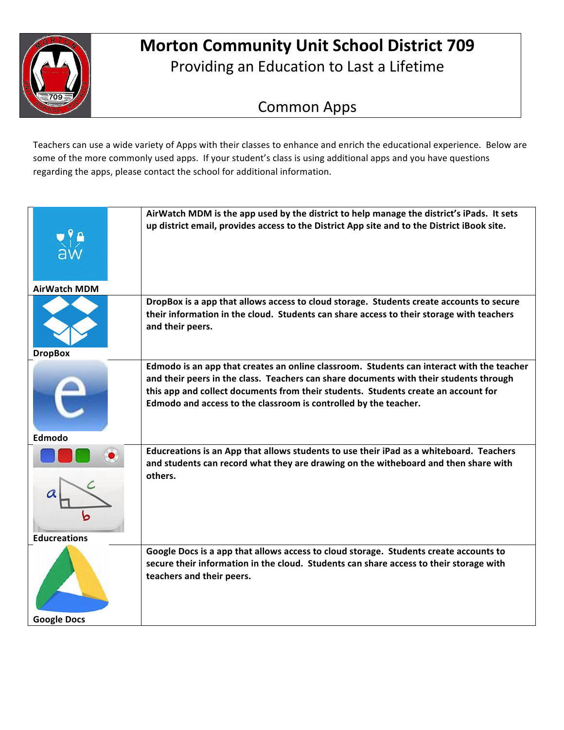# Morton Community Unit School District 709

Providing an Education to Last a Lifetime

## Common Apps

Teachers can use a wide variety of Apps with their classes to enhance and enrich the educational experience. Below are some of the more commonly used apps. If your student's class is using additional apps and you have questions regarding the apps, please contact the school for additional information.

| App | Description |
|---|---|
| **AirWatch MDM** | **AirWatch MDM is the app used by the district to help manage the district's iPads. It sets up district email, provides access to the District App site and to the District iBook site.** |
| **DropBox** | **DropBox is a app that allows access to cloud storage. Students create accounts to secure their information in the cloud. Students can share access to their storage with teachers and their peers.** |
| **Edmodo** | **Edmodo is an app that creates an online classroom. Students can interact with the teacher and their peers in the class. Teachers can share documents with their students through this app and collect documents from their students. Students create an account for Edmodo and access to the classroom is controlled by the teacher.** |
| **Educreations** | **Educreations is an App that allows students to use their iPad as a whiteboard. Teachers and students can record what they are drawing on the witheboard and then share with others.** |
| **Google Docs** | **Google Docs is a app that allows access to cloud storage. Students create accounts to secure their information in the cloud. Students can share access to their storage with teachers and their peers.** |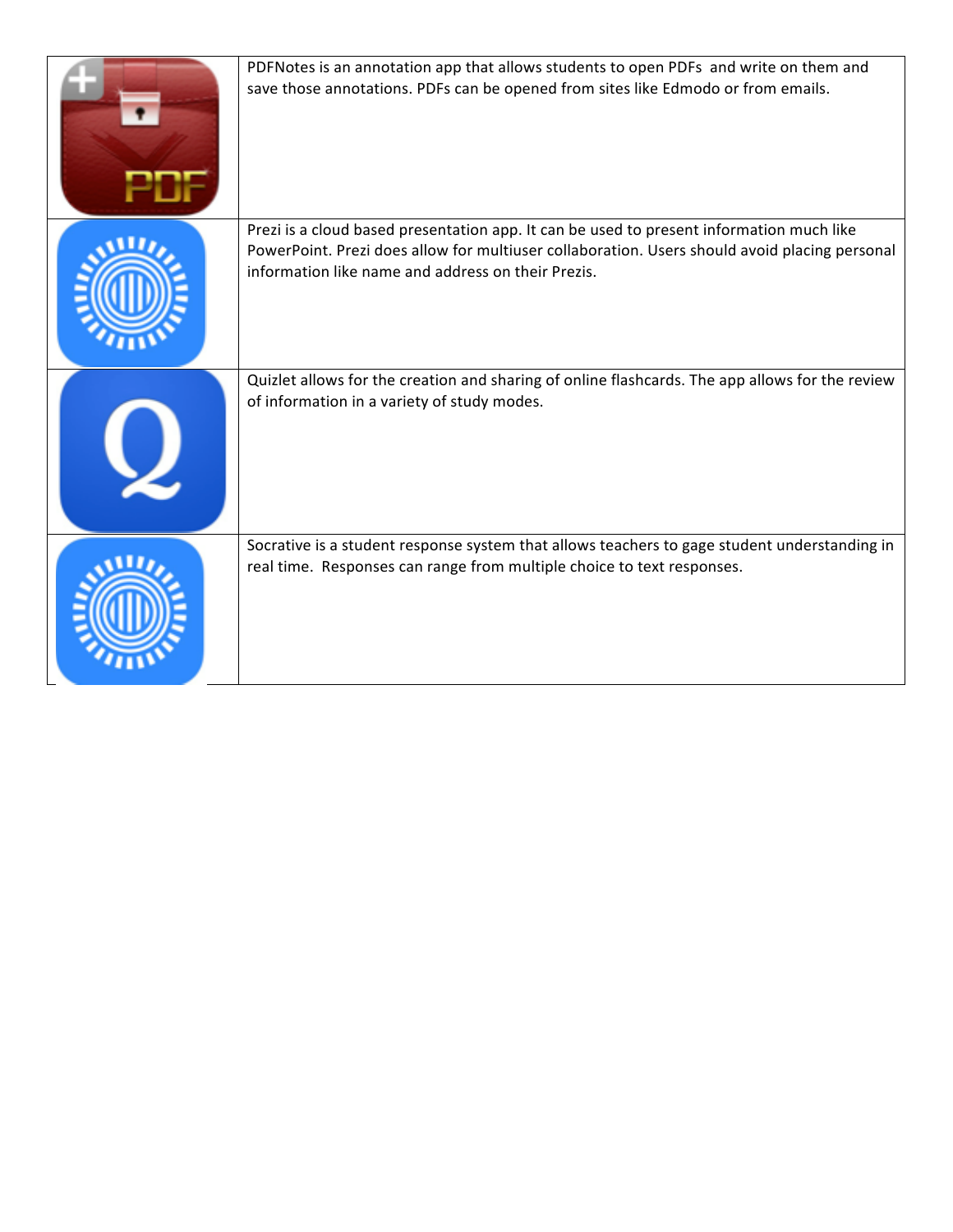| | |
|---|---|
| | PDFNotes is an annotation app that allows students to open PDFs and write on them and save those annotations. PDFs can be opened from sites like Edmodo or from emails. |
| | Prezi is a cloud based presentation app. It can be used to present information much like PowerPoint. Prezi does allow for multiuser collaboration. Users should avoid placing personal information like name and address on their Prezis. |
| | Quizlet allows for the creation and sharing of online flashcards. The app allows for the review of information in a variety of study modes. |
| | Socrative is a student response system that allows teachers to gage student understanding in real time. Responses can range from multiple choice to text responses. |